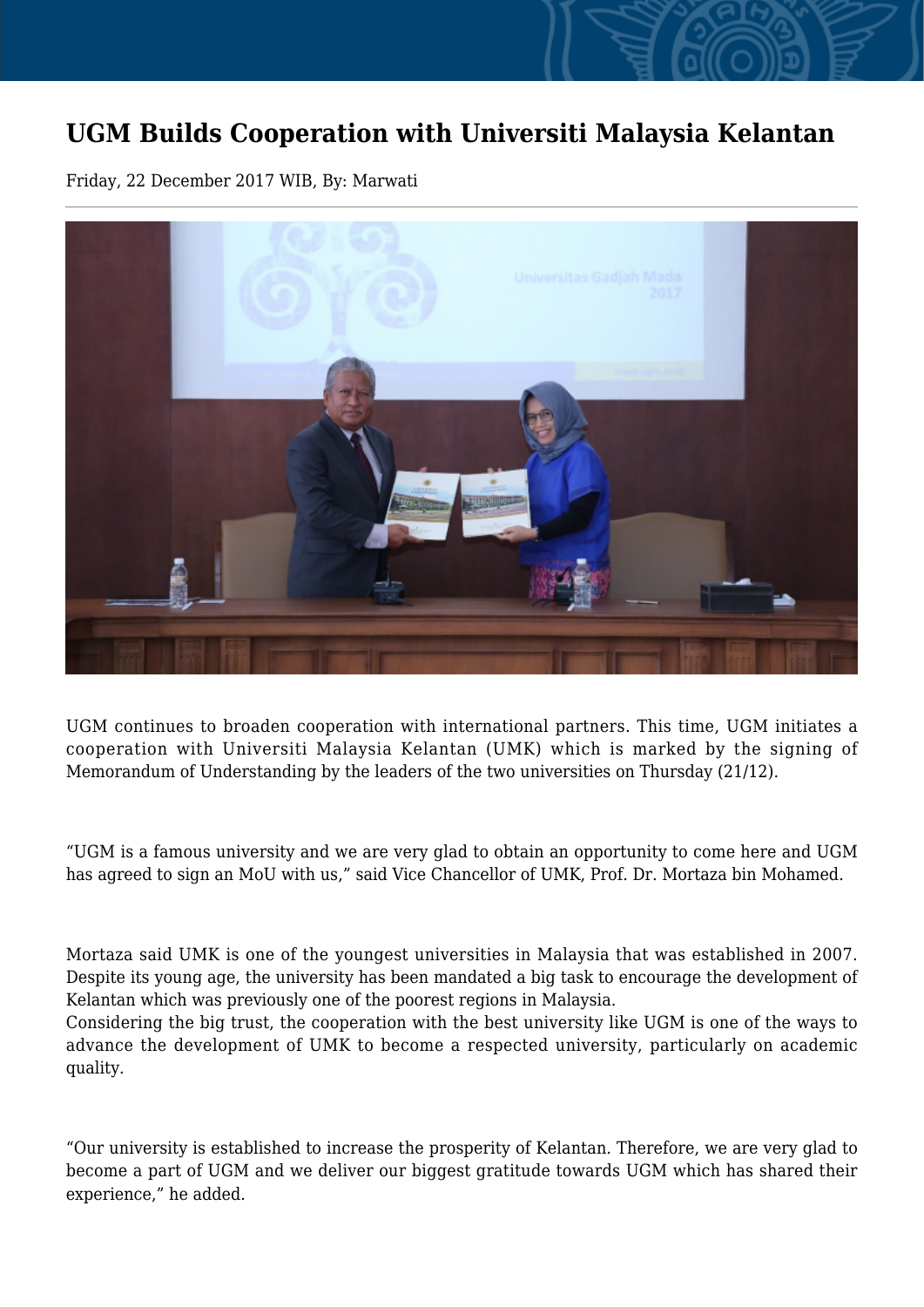# UGM Builds Cooperation with Universiti Malaysia Kelantan

Friday, 22 December 2017 WIB, By: Marwati

UGM continues to broaden cooperation with international partners. This time, UGM initiates a cooperation with Universiti Malaysia Kelantan (UMK) which is marked by the signing of Memorandum of Understanding by the leaders of the two universities on Thursday (21/12).

“UGM is a famous university and we are very glad to obtain an opportunity to come here and UGM has agreed to sign an MoU with us,” said Vice Chancellor of UMK, Prof. Dr. Mortaza bin Mohamed.

Mortaza said UMK is one of the youngest universities in Malaysia that was established in 2007. Despite its young age, the university has been mandated a big task to encourage the development of Kelantan which was previously one of the poorest regions in Malaysia.
Considering the big trust, the cooperation with the best university like UGM is one of the ways to advance the development of UMK to become a respected university, particularly on academic quality.

“Our university is established to increase the prosperity of Kelantan. Therefore, we are very glad to become a part of UGM and we deliver our biggest gratitude towards UGM which has shared their experience,” he added.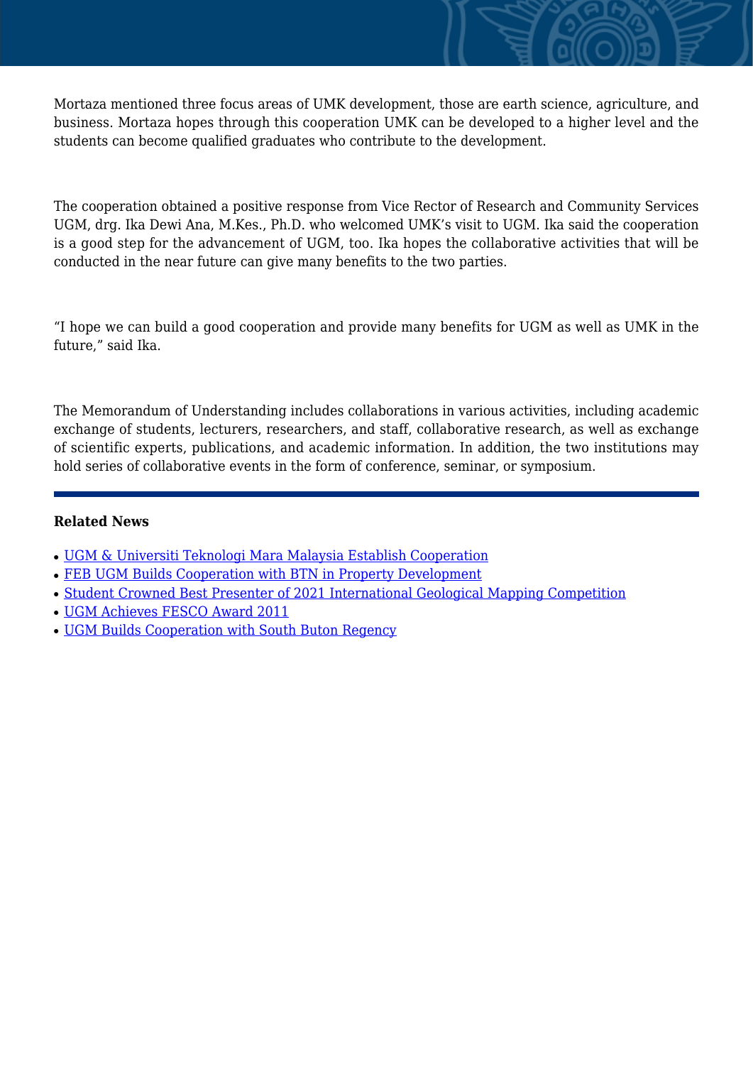Mortaza mentioned three focus areas of UMK development, those are earth science, agriculture, and business. Mortaza hopes through this cooperation UMK can be developed to a higher level and the students can become qualified graduates who contribute to the development.

The cooperation obtained a positive response from Vice Rector of Research and Community Services UGM, drg. Ika Dewi Ana, M.Kes., Ph.D. who welcomed UMK's visit to UGM. Ika said the cooperation is a good step for the advancement of UGM, too. Ika hopes the collaborative activities that will be conducted in the near future can give many benefits to the two parties.

"I hope we can build a good cooperation and provide many benefits for UGM as well as UMK in the future," said Ika.

The Memorandum of Understanding includes collaborations in various activities, including academic exchange of students, lecturers, researchers, and staff, collaborative research, as well as exchange of scientific experts, publications, and academic information. In addition, the two institutions may hold series of collaborative events in the form of conference, seminar, or symposium.

---

**Related News**

- UGM & Universiti Teknologi Mara Malaysia Establish Cooperation
- FEB UGM Builds Cooperation with BTN in Property Development
- Student Crowned Best Presenter of 2021 International Geological Mapping Competition
- UGM Achieves FESCO Award 2011
- UGM Builds Cooperation with South Buton Regency